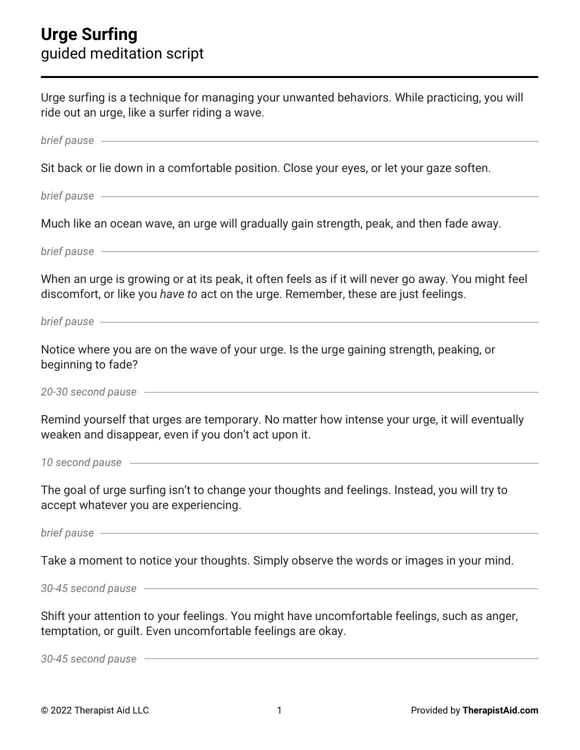# Urge Surfing

guided meditation script

---

Urge surfing is a technique for managing your unwanted behaviors. While practicing, you will ride out an urge, like a surfer riding a wave.

*brief pause*

Sit back or lie down in a comfortable position. Close your eyes, or let your gaze soften.

*brief pause*

Much like an ocean wave, an urge will gradually gain strength, peak, and then fade away.

*brief pause*

When an urge is growing or at its peak, it often feels as if it will never go away. You might feel discomfort, or like you *have to* act on the urge. Remember, these are just feelings.

*brief pause*

Notice where you are on the wave of your urge. Is the urge gaining strength, peaking, or beginning to fade?

*20-30 second pause*

Remind yourself that urges are temporary. No matter how intense your urge, it will eventually weaken and disappear, even if you don't act upon it.

*10 second pause*

The goal of urge surfing isn't to change your thoughts and feelings. Instead, you will try to accept whatever you are experiencing.

*brief pause*

Take a moment to notice your thoughts. Simply observe the words or images in your mind.

*30-45 second pause*

Shift your attention to your feelings. You might have uncomfortable feelings, such as anger, temptation, or guilt. Even uncomfortable feelings are okay.

*30-45 second pause*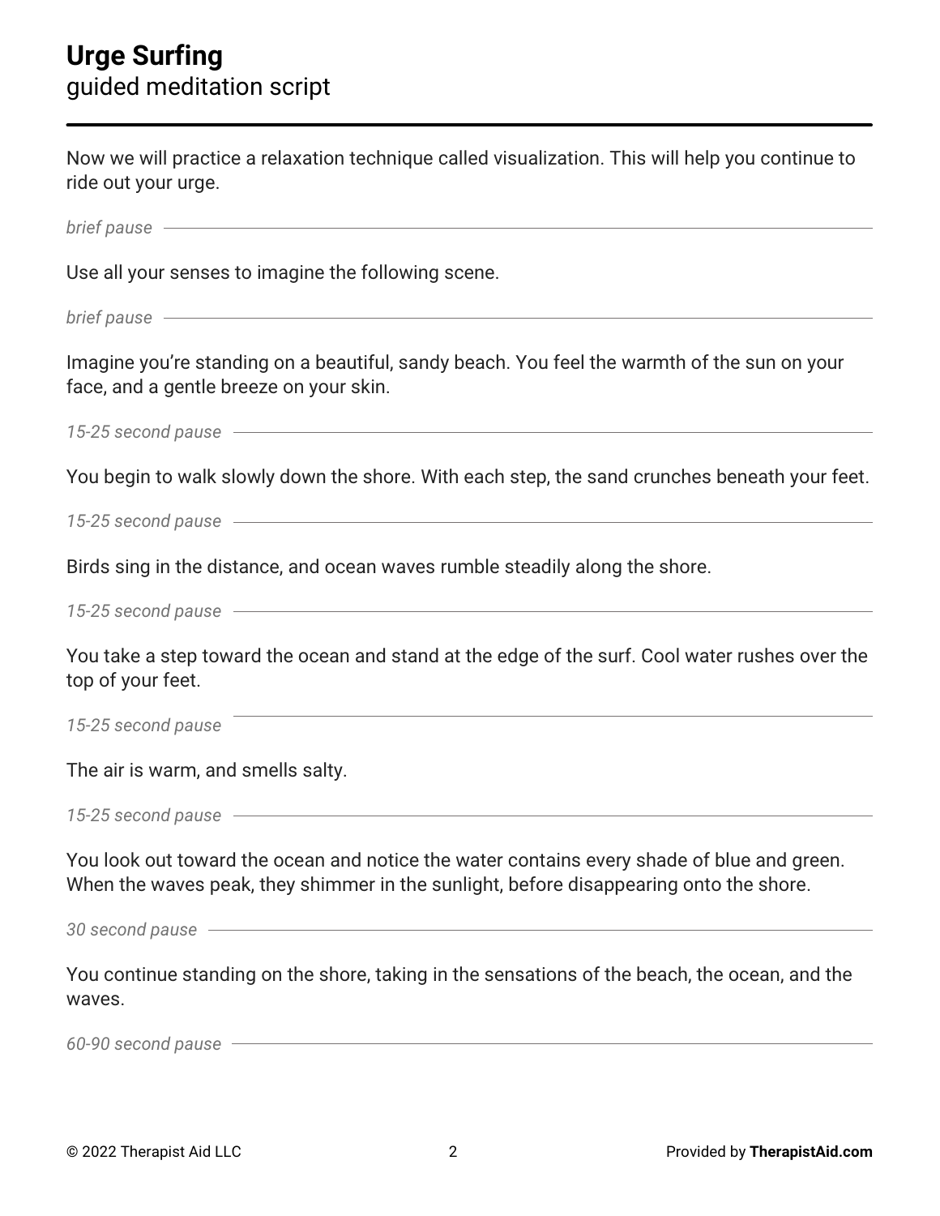# Urge Surfing
guided meditation script

Now we will practice a relaxation technique called visualization. This will help you continue to ride out your urge.

*brief pause*

Use all your senses to imagine the following scene.

*brief pause*

Imagine you're standing on a beautiful, sandy beach. You feel the warmth of the sun on your face, and a gentle breeze on your skin.

*15-25 second pause*

You begin to walk slowly down the shore. With each step, the sand crunches beneath your feet.

*15-25 second pause*

Birds sing in the distance, and ocean waves rumble steadily along the shore.

*15-25 second pause*

You take a step toward the ocean and stand at the edge of the surf. Cool water rushes over the top of your feet.

*15-25 second pause*

The air is warm, and smells salty.

*15-25 second pause*

You look out toward the ocean and notice the water contains every shade of blue and green. When the waves peak, they shimmer in the sunlight, before disappearing onto the shore.

*30 second pause*

You continue standing on the shore, taking in the sensations of the beach, the ocean, and the waves.

*60-90 second pause*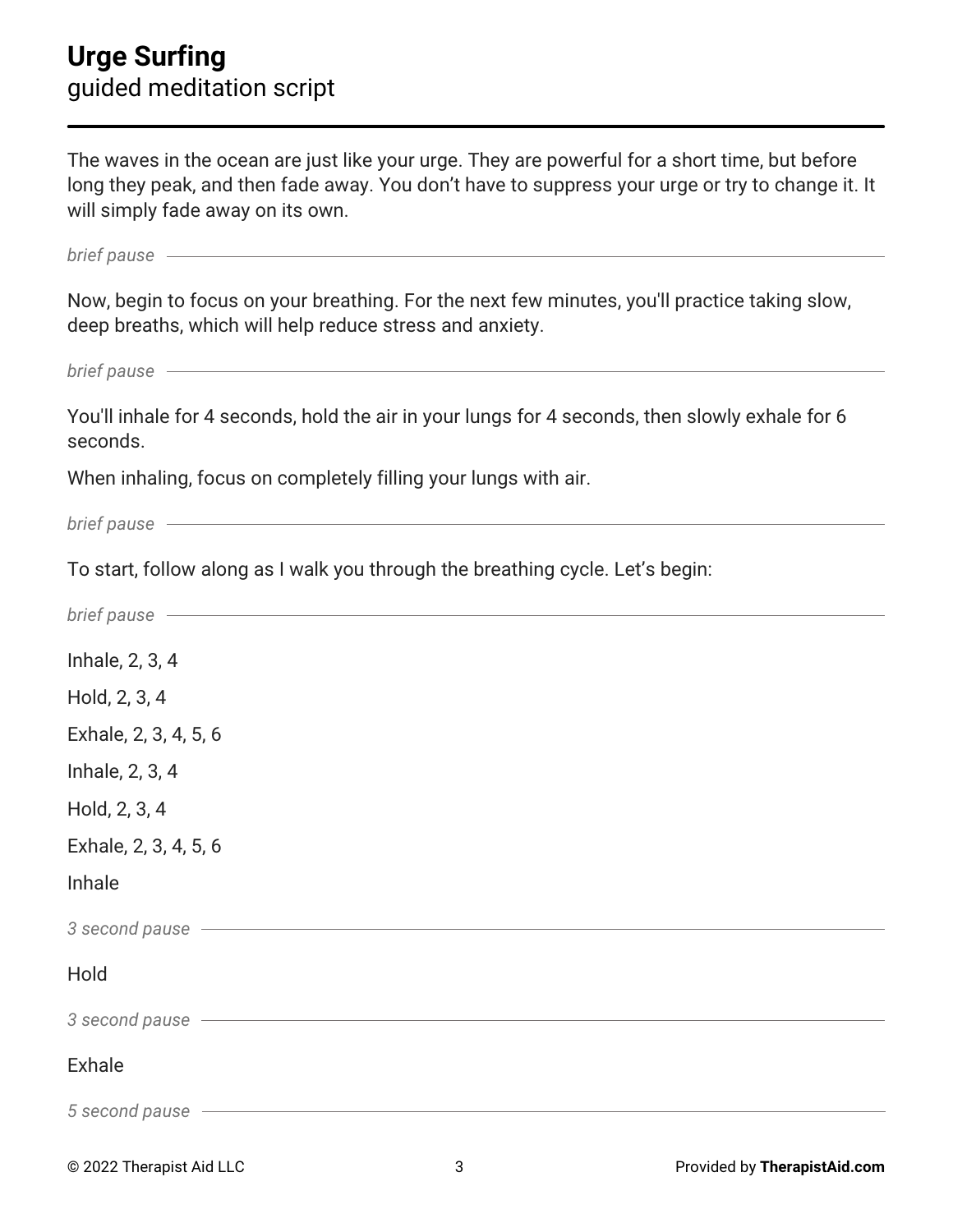The waves in the ocean are just like your urge. They are powerful for a short time, but before long they peak, and then fade away. You don't have to suppress your urge or try to change it. It will simply fade away on its own.

*brief pause*

Now, begin to focus on your breathing. For the next few minutes, you'll practice taking slow, deep breaths, which will help reduce stress and anxiety.

*brief pause*

You'll inhale for 4 seconds, hold the air in your lungs for 4 seconds, then slowly exhale for 6 seconds.

When inhaling, focus on completely filling your lungs with air.

*brief pause*

To start, follow along as I walk you through the breathing cycle. Let's begin:

*brief pause*

Inhale, 2, 3, 4

Hold, 2, 3, 4

Exhale, 2, 3, 4, 5, 6

Inhale, 2, 3, 4

Hold, 2, 3, 4

Exhale, 2, 3, 4, 5, 6

Inhale

*3 second pause*

Hold

*3 second pause*

Exhale

*5 second pause*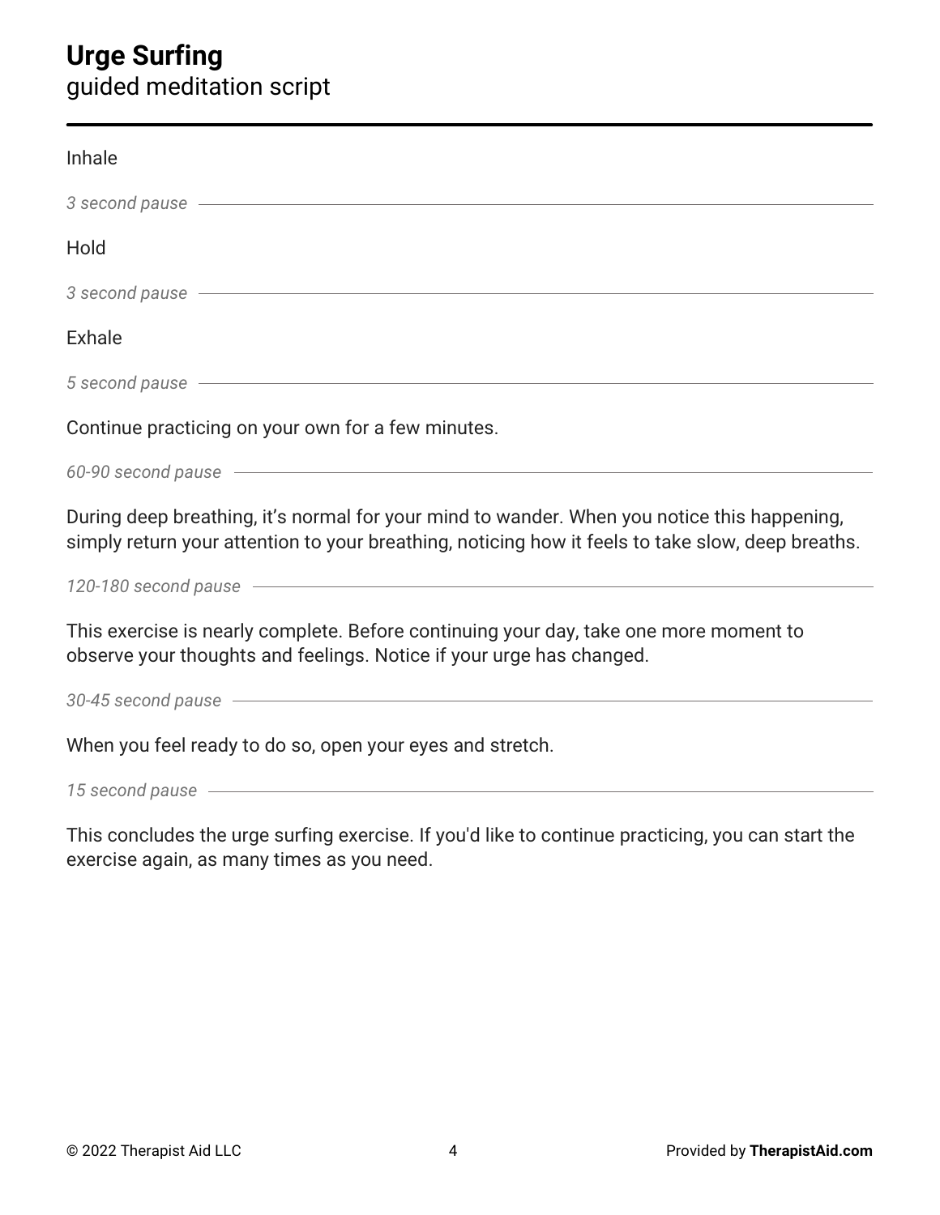## Urge Surfing
guided meditation script

Inhale

*3 second pause*

Hold

*3 second pause*

Exhale

*5 second pause*

Continue practicing on your own for a few minutes.

*60-90 second pause*

During deep breathing, it's normal for your mind to wander. When you notice this happening, simply return your attention to your breathing, noticing how it feels to take slow, deep breaths.

*120-180 second pause*

This exercise is nearly complete. Before continuing your day, take one more moment to observe your thoughts and feelings. Notice if your urge has changed.

*30-45 second pause*

When you feel ready to do so, open your eyes and stretch.

*15 second pause*

This concludes the urge surfing exercise. If you'd like to continue practicing, you can start the exercise again, as many times as you need.